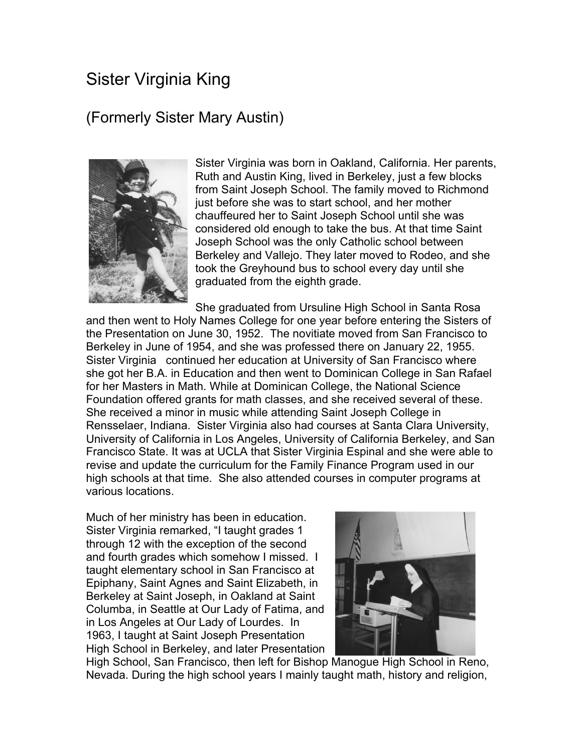# Sister Virginia King

## (Formerly Sister Mary Austin)

Sister Virginia was born in Oakland, California. Her parents, Ruth and Austin King, lived in Berkeley, just a few blocks from Saint Joseph School. The family moved to Richmond just before she was to start school, and her mother chauffeured her to Saint Joseph School until she was considered old enough to take the bus. At that time Saint Joseph School was the only Catholic school between Berkeley and Vallejo. They later moved to Rodeo, and she took the Greyhound bus to school every day until she graduated from the eighth grade.

She graduated from Ursuline High School in Santa Rosa and then went to Holy Names College for one year before entering the Sisters of the Presentation on June 30, 1952. The novitiate moved from San Francisco to Berkeley in June of 1954, and she was professed there on January 22, 1955. Sister Virginia continued her education at University of San Francisco where she got her B.A. in Education and then went to Dominican College in San Rafael for her Masters in Math. While at Dominican College, the National Science Foundation offered grants for math classes, and she received several of these. She received a minor in music while attending Saint Joseph College in Rensselaer, Indiana. Sister Virginia also had courses at Santa Clara University, University of California in Los Angeles, University of California Berkeley, and San Francisco State. It was at UCLA that Sister Virginia Espinal and she were able to revise and update the curriculum for the Family Finance Program used in our high schools at that time. She also attended courses in computer programs at various locations.

Much of her ministry has been in education. Sister Virginia remarked, "I taught grades 1 through 12 with the exception of the second and fourth grades which somehow I missed. I taught elementary school in San Francisco at Epiphany, Saint Agnes and Saint Elizabeth, in Berkeley at Saint Joseph, in Oakland at Saint Columba, in Seattle at Our Lady of Fatima, and in Los Angeles at Our Lady of Lourdes. In 1963, I taught at Saint Joseph Presentation High School in Berkeley, and later Presentation High School, San Francisco, then left for Bishop Manogue High School in Reno, Nevada. During the high school years I mainly taught math, history and religion,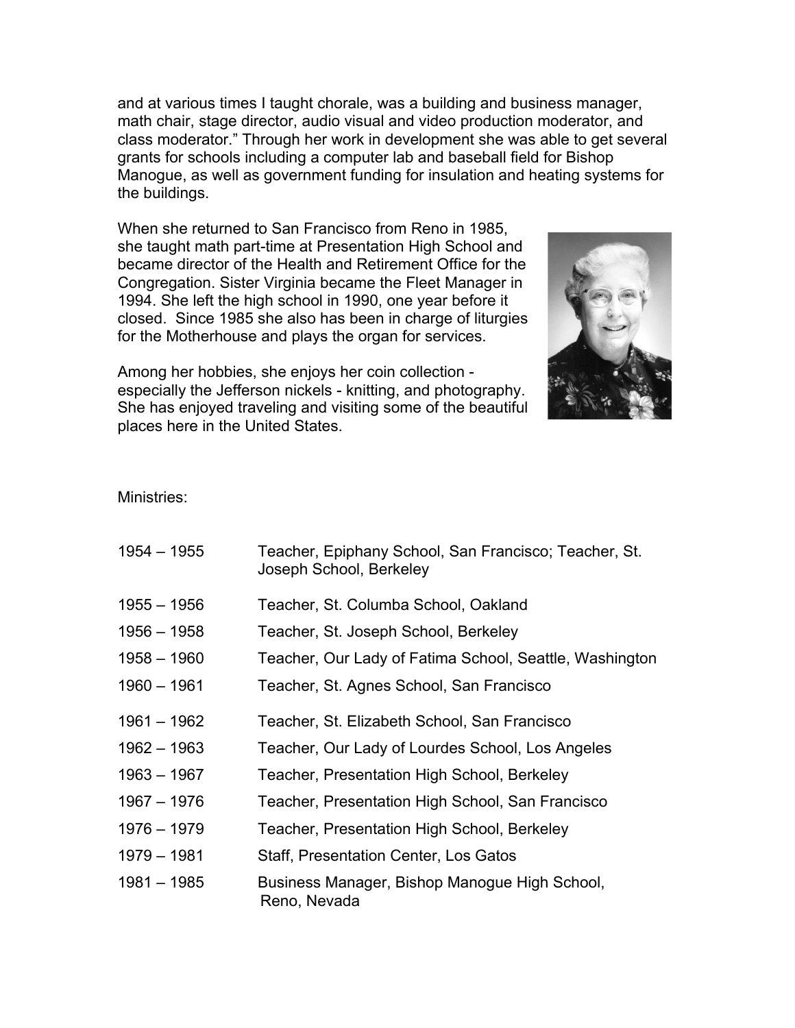and at various times I taught chorale, was a building and business manager, math chair, stage director, audio visual and video production moderator, and class moderator." Through her work in development she was able to get several grants for schools including a computer lab and baseball field for Bishop Manogue, as well as government funding for insulation and heating systems for the buildings.

When she returned to San Francisco from Reno in 1985, she taught math part-time at Presentation High School and became director of the Health and Retirement Office for the Congregation. Sister Virginia became the Fleet Manager in 1994. She left the high school in 1990, one year before it closed. Since 1985 she also has been in charge of liturgies for the Motherhouse and plays the organ for services.

Among her hobbies, she enjoys her coin collection - especially the Jefferson nickels - knitting, and photography. She has enjoyed traveling and visiting some of the beautiful places here in the United States.

Ministries:

| | |
|---|---|
| 1954 – 1955 | Teacher, Epiphany School, San Francisco; Teacher, St. Joseph School, Berkeley |
| 1955 – 1956 | Teacher, St. Columba School, Oakland |
| 1956 – 1958 | Teacher, St. Joseph School, Berkeley |
| 1958 – 1960 | Teacher, Our Lady of Fatima School, Seattle, Washington |
| 1960 – 1961 | Teacher, St. Agnes School, San Francisco |
| 1961 – 1962 | Teacher, St. Elizabeth School, San Francisco |
| 1962 – 1963 | Teacher, Our Lady of Lourdes School, Los Angeles |
| 1963 – 1967 | Teacher, Presentation High School, Berkeley |
| 1967 – 1976 | Teacher, Presentation High School, San Francisco |
| 1976 – 1979 | Teacher, Presentation High School, Berkeley |
| 1979 – 1981 | Staff, Presentation Center, Los Gatos |
| 1981 – 1985 | Business Manager, Bishop Manogue High School, Reno, Nevada |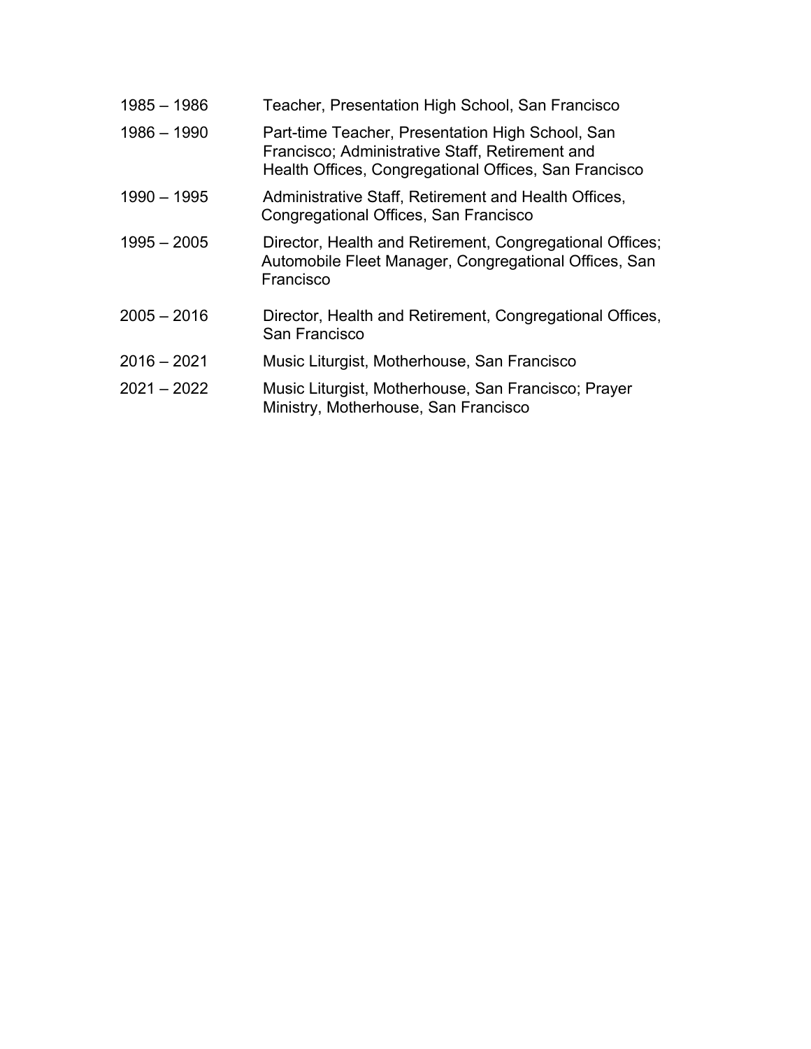| | |
|---|---|
| 1985 – 1986 | Teacher, Presentation High School, San Francisco |
| 1986 – 1990 | Part-time Teacher, Presentation High School, San Francisco; Administrative Staff, Retirement and Health Offices, Congregational Offices, San Francisco |
| 1990 – 1995 | Administrative Staff, Retirement and Health Offices, Congregational Offices, San Francisco |
| 1995 – 2005 | Director, Health and Retirement, Congregational Offices; Automobile Fleet Manager, Congregational Offices, San Francisco |
| 2005 – 2016 | Director, Health and Retirement, Congregational Offices, San Francisco |
| 2016 – 2021 | Music Liturgist, Motherhouse, San Francisco |
| 2021 – 2022 | Music Liturgist, Motherhouse, San Francisco; Prayer Ministry, Motherhouse, San Francisco |